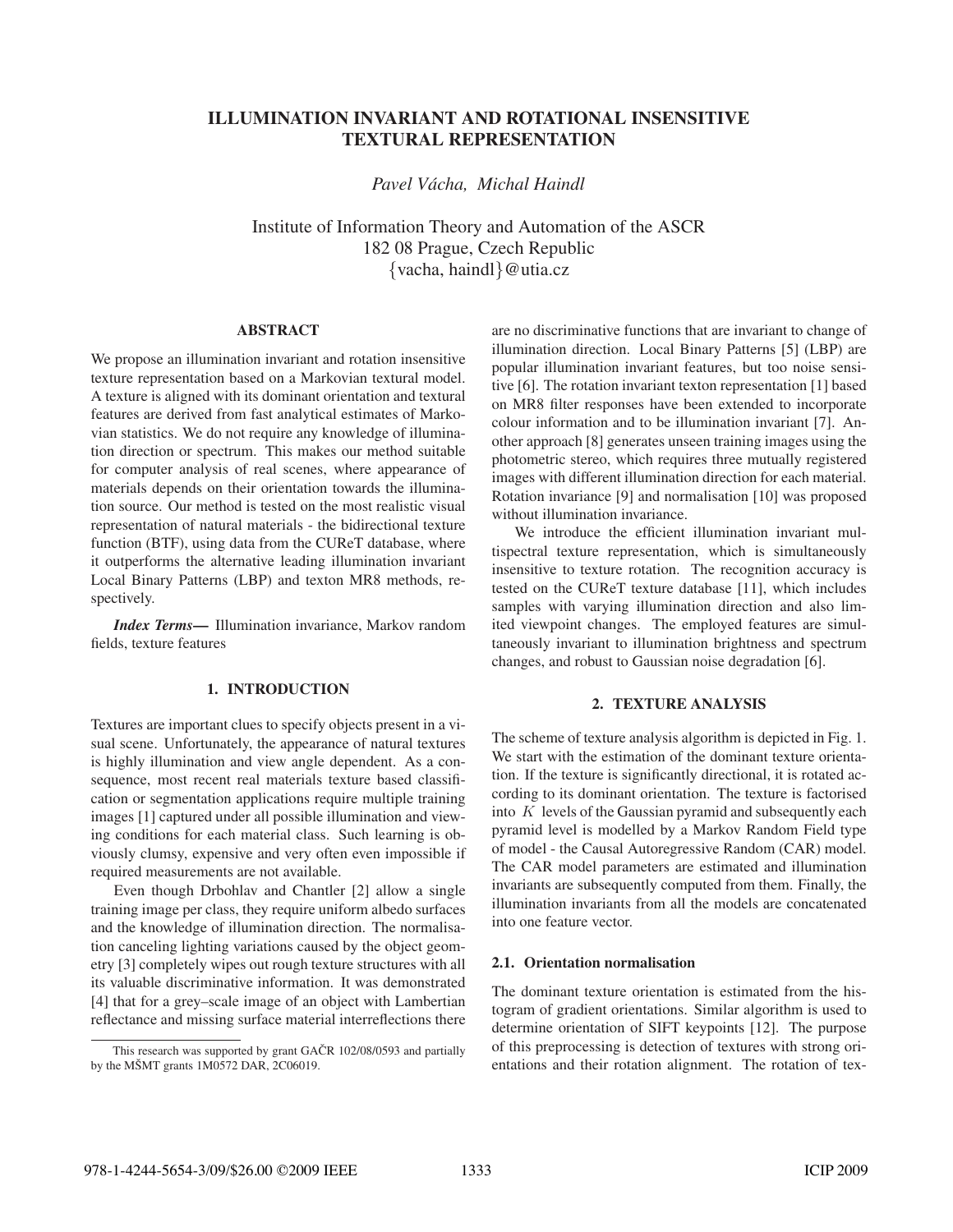# ILLUMINATION INVARIANT AND ROTATIONAL INSENSITIVE TEXTURAL REPRESENTATION

*Pavel Vácha, Michal Haindl*

Institute of Information Theory and Automation of the ASCR
182 08 Prague, Czech Republic
{vacha, haindl}@utia.cz

## ABSTRACT

We propose an illumination invariant and rotation insensitive texture representation based on a Markovian textural model. A texture is aligned with its dominant orientation and textural features are derived from fast analytical estimates of Markovian statistics. We do not require any knowledge of illumination direction or spectrum. This makes our method suitable for computer analysis of real scenes, where appearance of materials depends on their orientation towards the illumination source. Our method is tested on the most realistic visual representation of natural materials - the bidirectional texture function (BTF), using data from the CUReT database, where it outperforms the alternative leading illumination invariant Local Binary Patterns (LBP) and texton MR8 methods, respectively.

***Index Terms*—** Illumination invariance, Markov random fields, texture features

## 1. INTRODUCTION

Textures are important clues to specify objects present in a visual scene. Unfortunately, the appearance of natural textures is highly illumination and view angle dependent. As a consequence, most recent real materials texture based classification or segmentation applications require multiple training images [1] captured under all possible illumination and viewing conditions for each material class. Such learning is obviously clumsy, expensive and very often even impossible if required measurements are not available.

Even though Drbohlav and Chantler [2] allow a single training image per class, they require uniform albedo surfaces and the knowledge of illumination direction. The normalisation canceling lighting variations caused by the object geometry [3] completely wipes out rough texture structures with all its valuable discriminative information. It was demonstrated [4] that for a grey–scale image of an object with Lambertian reflectance and missing surface material interreflections there are no discriminative functions that are invariant to change of illumination direction. Local Binary Patterns [5] (LBP) are popular illumination invariant features, but too noise sensitive [6]. The rotation invariant texton representation [1] based on MR8 filter responses have been extended to incorporate colour information and to be illumination invariant [7]. Another approach [8] generates unseen training images using the photometric stereo, which requires three mutually registered images with different illumination direction for each material. Rotation invariance [9] and normalisation [10] was proposed without illumination invariance.

We introduce the efficient illumination invariant multispectral texture representation, which is simultaneously insensitive to texture rotation. The recognition accuracy is tested on the CUReT texture database [11], which includes samples with varying illumination direction and also limited viewpoint changes. The employed features are simultaneously invariant to illumination brightness and spectrum changes, and robust to Gaussian noise degradation [6].

This research was supported by grant GAČR 102/08/0593 and partially by the MŠMT grants 1M0572 DAR, 2C06019.

## 2. TEXTURE ANALYSIS

The scheme of texture analysis algorithm is depicted in Fig. 1. We start with the estimation of the dominant texture orientation. If the texture is significantly directional, it is rotated according to its dominant orientation. The texture is factorised into $K$ levels of the Gaussian pyramid and subsequently each pyramid level is modelled by a Markov Random Field type of model - the Causal Autoregressive Random (CAR) model. The CAR model parameters are estimated and illumination invariants are subsequently computed from them. Finally, the illumination invariants from all the models are concatenated into one feature vector.

### 2.1. Orientation normalisation

The dominant texture orientation is estimated from the histogram of gradient orientations. Similar algorithm is used to determine orientation of SIFT keypoints [12]. The purpose of this preprocessing is detection of textures with strong orientations and their rotation alignment. The rotation of tex-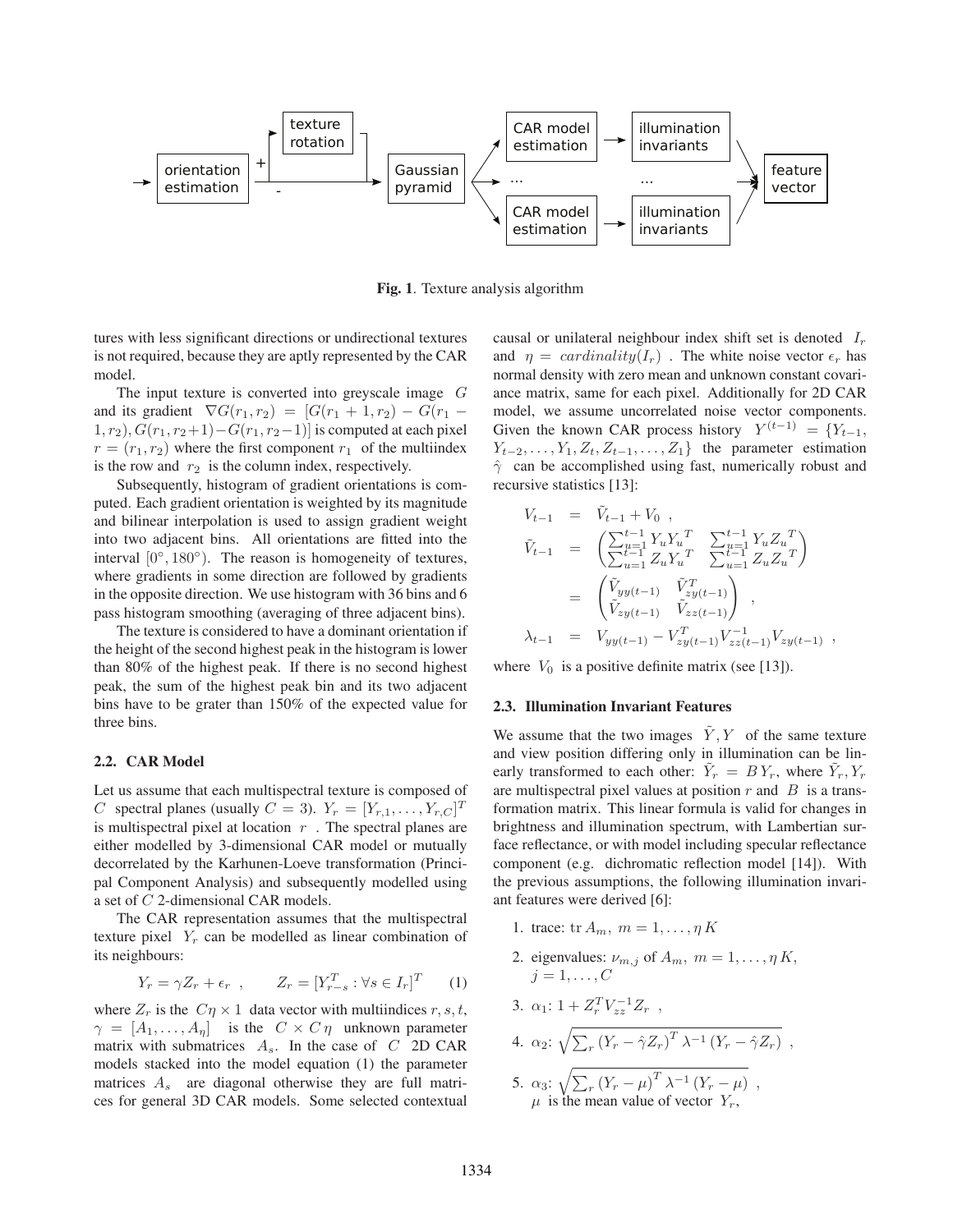Fig. 1. Texture analysis algorithm

tures with less significant directions or undirectional textures is not required, because they are aptly represented by the CAR model.

The input texture is converted into greyscale image $G$ and its gradient $\nabla G(r_1, r_2) = [G(r_1+1, r_2) - G(r_1-1, r_2), G(r_1, r_2+1) - G(r_1, r_2-1)]$ is computed at each pixel $r = (r_1, r_2)$ where the first component $r_1$ of the multiindex is the row and $r_2$ is the column index, respectively.

Subsequently, histogram of gradient orientations is computed. Each gradient orientation is weighted by its magnitude and bilinear interpolation is used to assign gradient weight into two adjacent bins. All orientations are fitted into the interval $[0°, 180°)$. The reason is homogeneity of textures, where gradients in some direction are followed by gradients in the opposite direction. We use histogram with 36 bins and 6 pass histogram smoothing (averaging of three adjacent bins).

The texture is considered to have a dominant orientation if the height of the second highest peak in the histogram is lower than 80% of the highest peak. If there is no second highest peak, the sum of the highest peak bin and its two adjacent bins have to be grater than 150% of the expected value for three bins.

### 2.2. CAR Model

Let us assume that each multispectral texture is composed of $C$ spectral planes (usually $C = 3$). $Y_r = [Y_{r,1}, \ldots, Y_{r,C}]^T$ is multispectral pixel at location $r$. The spectral planes are either modelled by 3-dimensional CAR model or mutually decorrelated by the Karhunen-Loeve transformation (Principal Component Analysis) and subsequently modelled using a set of $C$ 2-dimensional CAR models.

The CAR representation assumes that the multispectral texture pixel $Y_r$ can be modelled as linear combination of its neighbours:

$$Y_r = \gamma Z_r + \epsilon_r \ , \qquad Z_r = [Y_{r-s}^T : \forall s \in I_r]^T \qquad (1)$$

where $Z_r$ is the $C\eta \times 1$ data vector with multiindices $r, s, t$, $\gamma = [A_1, \ldots, A_\eta]$ is the $C \times C\,\eta$ unknown parameter matrix with submatrices $A_s$. In the case of $C$ 2D CAR models stacked into the model equation (1) the parameter matrices $A_s$ are diagonal otherwise they are full matrices for general 3D CAR models. Some selected contextual causal or unilateral neighbour index shift set is denoted $I_r$ and $\eta = cardinality(I_r)$. The white noise vector $\epsilon_r$ has normal density with zero mean and unknown constant covariance matrix, same for each pixel. Additionally for 2D CAR model, we assume uncorrelated noise vector components. Given the known CAR process history $Y^{(t-1)} = \{Y_{t-1}, Y_{t-2}, \ldots, Y_1, Z_t, Z_{t-1}, \ldots, Z_1\}$ the parameter estimation $\hat{\gamma}$ can be accomplished using fast, numerically robust and recursive statistics [13]:

$$
\begin{aligned}
V_{t-1} &= \tilde{V}_{t-1} + V_0 \ , \\
\tilde{V}_{t-1} &= \begin{pmatrix} \sum_{u=1}^{t-1} Y_u {Y_u}^T & \sum_{u=1}^{t-1} Y_u {Z_u}^T \\ \sum_{u=1}^{t-1} Z_u {Y_u}^T & \sum_{u=1}^{t-1} Z_u {Z_u}^T \end{pmatrix} \\
&= \begin{pmatrix} \tilde{V}_{yy(t-1)} & \tilde{V}_{zy(t-1)}^T \\ \tilde{V}_{zy(t-1)} & \tilde{V}_{zz(t-1)} \end{pmatrix} \ , \\
\lambda_{t-1} &= V_{yy(t-1)} - V_{zy(t-1)}^T V_{zz(t-1)}^{-1} V_{zy(t-1)} \ ,
\end{aligned}
$$

where $V_0$ is a positive definite matrix (see [13]).

### 2.3. Illumination Invariant Features

We assume that the two images $\tilde{Y}, Y$ of the same texture and view position differing only in illumination can be linearly transformed to each other: $\tilde{Y}_r = B\,Y_r$, where $\tilde{Y}_r, Y_r$ are multispectral pixel values at position $r$ and $B$ is a transformation matrix. This linear formula is valid for changes in brightness and illumination spectrum, with Lambertian surface reflectance, or with model including specular reflectance component (e.g. dichromatic reflection model [14]). With the previous assumptions, the following illumination invariant features were derived [6]:

1. trace: $\mathrm{tr}\, A_m,\ m = 1, \ldots, \eta\, K$
2. eigenvalues: $\nu_{m,j}$ of $A_m,\ m = 1, \ldots, \eta\, K$, $j = 1, \ldots, C$
3. $\alpha_1$: $1 + Z_r^T V_{zz}^{-1} Z_r$ ,
4. $\alpha_2$: $\sqrt{\sum_r \left(Y_r - \hat{\gamma} Z_r\right)^T \lambda^{-1} \left(Y_r - \hat{\gamma} Z_r\right)}$ ,
5. $\alpha_3$: $\sqrt{\sum_r \left(Y_r - \mu\right)^T \lambda^{-1} \left(Y_r - \mu\right)}$ , $\mu$ is the mean value of vector $Y_r$,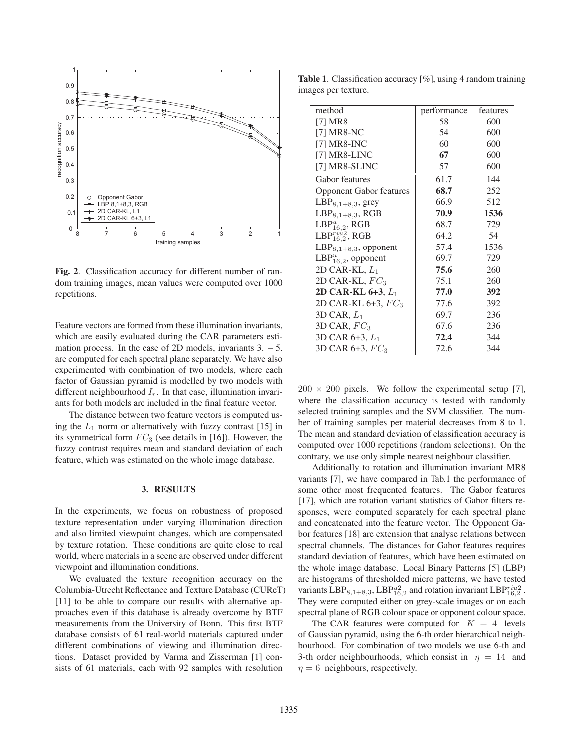**Fig. 2**. Classification accuracy for different number of random training images, mean values were computed over 1000 repetitions.

Feature vectors are formed from these illumination invariants, which are easily evaluated during the CAR parameters estimation process. In the case of 2D models, invariants 3. – 5. are computed for each spectral plane separately. We have also experimented with combination of two models, where each factor of Gaussian pyramid is modelled by two models with different neighbourhood $I_r$. In that case, illumination invariants for both models are included in the final feature vector.

The distance between two feature vectors is computed using the $L_1$ norm or alternatively with fuzzy contrast [15] in its symmetrical form $FC_3$ (see details in [16]). However, the fuzzy contrast requires mean and standard deviation of each feature, which was estimated on the whole image database.

## 3. RESULTS

In the experiments, we focus on robustness of proposed texture representation under varying illumination direction and also limited viewpoint changes, which are compensated by texture rotation. These conditions are quite close to real world, where materials in a scene are observed under different viewpoint and illumination conditions.

We evaluated the texture recognition accuracy on the Columbia-Utrecht Reflectance and Texture Database (CUReT) [11] to be able to compare our results with alternative approaches even if this database is already overcome by BTF measurements from the University of Bonn. This first BTF database consists of 61 real-world materials captured under different combinations of viewing and illumination directions. Dataset provided by Varma and Zisserman [1] consists of 61 materials, each with 92 samples with resolution $200 \times 200$ pixels. We follow the experimental setup [7], where the classification accuracy is tested with randomly selected training samples and the SVM classifier. The number of training samples per material decreases from 8 to 1. The mean and standard deviation of classification accuracy is computed over 1000 repetitions (random selections). On the contrary, we use only simple nearest neighbour classifier.

**Table 1**. Classification accuracy [%], using 4 random training images per texture.

| method | performance | features |
|---|---|---|
| [7] MR8 | 58 | 600 |
| [7] MR8-NC | 54 | 600 |
| [7] MR8-INC | 60 | 600 |
| [7] MR8-LINC | **67** | 600 |
| [7] MR8-SLINC | 57 | 600 |
| Gabor features | 61.7 | 144 |
| Opponent Gabor features | **68.7** | 252 |
| $\text{LBP}_{8,1+8,3}$, grey | 66.9 | 512 |
| $\text{LBP}_{8,1+8,3}$, RGB | **70.9** | **1536** |
| $\text{LBP}^{u}_{16,2}$, RGB | 68.7 | 729 |
| $\text{LBP}^{riu2}_{16,2}$, RGB | 64.2 | 54 |
| $\text{LBP}_{8,1+8,3}$, opponent | 57.4 | 1536 |
| $\text{LBP}^{u}_{16,2}$, opponent | 69.7 | 729 |
| 2D CAR-KL, $L_1$ | **75.6** | 260 |
| 2D CAR-KL, $FC_3$ | 75.1 | 260 |
| **2D CAR-KL 6+3**, $L_1$ | **77.0** | **392** |
| 2D CAR-KL 6+3, $FC_3$ | 77.6 | 392 |
| 3D CAR, $L_1$ | 69.7 | 236 |
| 3D CAR, $FC_3$ | 67.6 | 236 |
| 3D CAR 6+3, $L_1$ | **72.4** | 344 |
| 3D CAR 6+3, $FC_3$ | 72.6 | 344 |

Additionally to rotation and illumination invariant MR8 variants [7], we have compared in Tab.1 the performance of some other most frequented features. The Gabor features [17], which are rotation variant statistics of Gabor filters responses, were computed separately for each spectral plane and concatenated into the feature vector. The Opponent Gabor features [18] are extension that analyse relations between spectral channels. The distances for Gabor features requires standard deviation of features, which have been estimated on the whole image database. Local Binary Patterns [5] (LBP) are histograms of thresholded micro patterns, we have tested variants $\text{LBP}_{8,1+8,3}$, $\text{LBP}^{u2}_{16,2}$ and rotation invariant $\text{LBP}^{riu2}_{16,2}$. They were computed either on grey-scale images or on each spectral plane of RGB colour space or opponent colour space.

The CAR features were computed for $K = 4$ levels of Gaussian pyramid, using the 6-th order hierarchical neighbourhood. For combination of two models we use 6-th and 3-th order neighbourhoods, which consist in $\eta = 14$ and $\eta = 6$ neighbours, respectively.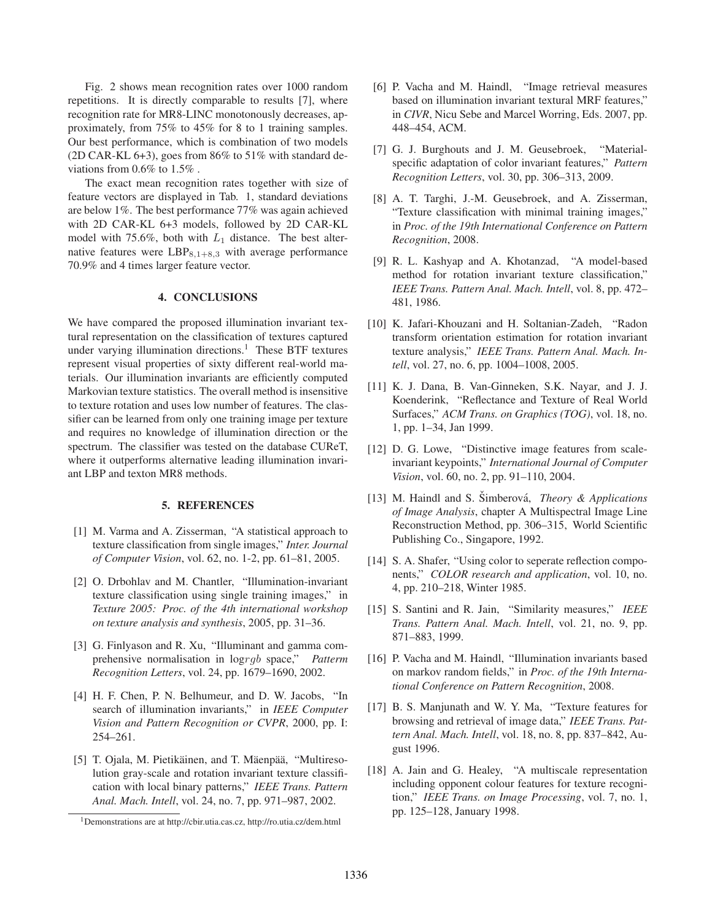Fig. 2 shows mean recognition rates over 1000 random repetitions. It is directly comparable to results [7], where recognition rate for MR8-LINC monotonously decreases, approximately, from 75% to 45% for 8 to 1 training samples. Our best performance, which is combination of two models (2D CAR-KL 6+3), goes from 86% to 51% with standard deviations from 0.6% to 1.5% .

The exact mean recognition rates together with size of feature vectors are displayed in Tab. 1, standard deviations are below 1%. The best performance 77% was again achieved with 2D CAR-KL 6+3 models, followed by 2D CAR-KL model with 75.6%, both with $L_1$ distance. The best alternative features were $\text{LBP}_{8,1+8,3}$ with average performance 70.9% and 4 times larger feature vector.

## 4. CONCLUSIONS

We have compared the proposed illumination invariant textural representation on the classification of textures captured under varying illumination directions.[1] These BTF textures represent visual properties of sixty different real-world materials. Our illumination invariants are efficiently computed Markovian texture statistics. The overall method is insensitive to texture rotation and uses low number of features. The classifier can be learned from only one training image per texture and requires no knowledge of illumination direction or the spectrum. The classifier was tested on the database CUReT, where it outperforms alternative leading illumination invariant LBP and texton MR8 methods.

[1] Demonstrations are at http://cbir.utia.cas.cz, http://ro.utia.cz/dem.html

## 5. REFERENCES

[1] M. Varma and A. Zisserman, "A statistical approach to texture classification from single images," *Inter. Journal of Computer Vision*, vol. 62, no. 1-2, pp. 61–81, 2005.

[2] O. Drbohlav and M. Chantler, "Illumination-invariant texture classification using single training images," in *Texture 2005: Proc. of the 4th international workshop on texture analysis and synthesis*, 2005, pp. 31–36.

[3] G. Finlyason and R. Xu, "Illuminant and gamma comprehensive normalisation in log$rgb$ space," *Patterm Recognition Letters*, vol. 24, pp. 1679–1690, 2002.

[4] H. F. Chen, P. N. Belhumeur, and D. W. Jacobs, "In search of illumination invariants," in *IEEE Computer Vision and Pattern Recognition or CVPR*, 2000, pp. I: 254–261.

[5] T. Ojala, M. Pietikäinen, and T. Mäenpää, "Multiresolution gray-scale and rotation invariant texture classification with local binary patterns," *IEEE Trans. Pattern Anal. Mach. Intell*, vol. 24, no. 7, pp. 971–987, 2002.

[6] P. Vacha and M. Haindl, "Image retrieval measures based on illumination invariant textural MRF features," in *CIVR*, Nicu Sebe and Marcel Worring, Eds. 2007, pp. 448–454, ACM.

[7] G. J. Burghouts and J. M. Geusebroek, "Material-specific adaptation of color invariant features," *Pattern Recognition Letters*, vol. 30, pp. 306–313, 2009.

[8] A. T. Targhi, J.-M. Geusebroek, and A. Zisserman, "Texture classification with minimal training images," in *Proc. of the 19th International Conference on Pattern Recognition*, 2008.

[9] R. L. Kashyap and A. Khotanzad, "A model-based method for rotation invariant texture classification," *IEEE Trans. Pattern Anal. Mach. Intell*, vol. 8, pp. 472–481, 1986.

[10] K. Jafari-Khouzani and H. Soltanian-Zadeh, "Radon transform orientation estimation for rotation invariant texture analysis," *IEEE Trans. Pattern Anal. Mach. Intell*, vol. 27, no. 6, pp. 1004–1008, 2005.

[11] K. J. Dana, B. Van-Ginneken, S.K. Nayar, and J. J. Koenderink, "Reflectance and Texture of Real World Surfaces," *ACM Trans. on Graphics (TOG)*, vol. 18, no. 1, pp. 1–34, Jan 1999.

[12] D. G. Lowe, "Distinctive image features from scale-invariant keypoints," *International Journal of Computer Vision*, vol. 60, no. 2, pp. 91–110, 2004.

[13] M. Haindl and S. Šimberová, *Theory & Applications of Image Analysis*, chapter A Multispectral Image Line Reconstruction Method, pp. 306–315, World Scientific Publishing Co., Singapore, 1992.

[14] S. A. Shafer, "Using color to seperate reflection components," *COLOR research and application*, vol. 10, no. 4, pp. 210–218, Winter 1985.

[15] S. Santini and R. Jain, "Similarity measures," *IEEE Trans. Pattern Anal. Mach. Intell*, vol. 21, no. 9, pp. 871–883, 1999.

[16] P. Vacha and M. Haindl, "Illumination invariants based on markov random fields," in *Proc. of the 19th International Conference on Pattern Recognition*, 2008.

[17] B. S. Manjunath and W. Y. Ma, "Texture features for browsing and retrieval of image data," *IEEE Trans. Pattern Anal. Mach. Intell*, vol. 18, no. 8, pp. 837–842, August 1996.

[18] A. Jain and G. Healey, "A multiscale representation including opponent colour features for texture recognition," *IEEE Trans. on Image Processing*, vol. 7, no. 1, pp. 125–128, January 1998.